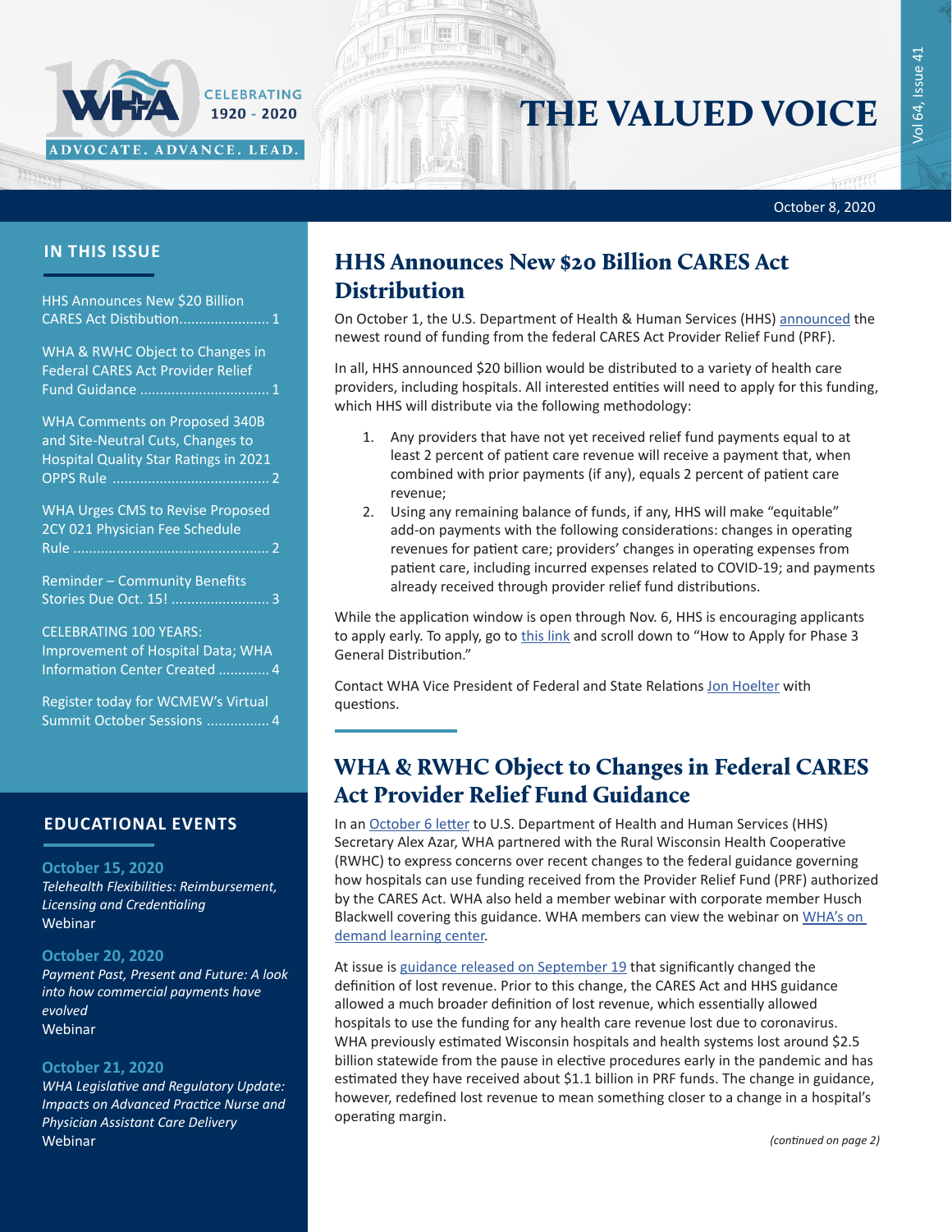# THE VALUED VOICE

WHA — CELEBRATING 1920 - 2020 — ADVOCATE. ADVANCE. LEAD.

October 8, 2020

## IN THIS ISSUE

HHS Announces New $20 Billion CARES Act Distibution....................... 1

WHA & RWHC Object to Changes in Federal CARES Act Provider Relief Fund Guidance ................................ 1

WHA Comments on Proposed 340B and Site-Neutral Cuts, Changes to Hospital Quality Star Ratings in 2021 OPPS Rule ....................................... 2

WHA Urges CMS to Revise Proposed 2CY 021 Physician Fee Schedule Rule ................................................. 2

Reminder – Community Benefits Stories Due Oct. 15! ......................... 3

CELEBRATING 100 YEARS: Improvement of Hospital Data; WHA Information Center Created ............. 4

Register today for WCMEW's Virtual Summit October Sessions ................ 4

## EDUCATIONAL EVENTS

**October 15, 2020**
*Telehealth Flexibilities: Reimbursement, Licensing and Credentialing*
Webinar

**October 20, 2020**
*Payment Past, Present and Future: A look into how commercial payments have evolved*
Webinar

**October 21, 2020**
*WHA Legislative and Regulatory Update: Impacts on Advanced Practice Nurse and Physician Assistant Care Delivery*
Webinar

## HHS Announces New $20 Billion CARES Act Distribution

On October 1, the U.S. Department of Health & Human Services (HHS) announced the newest round of funding from the federal CARES Act Provider Relief Fund (PRF).

In all, HHS announced $20 billion would be distributed to a variety of health care providers, including hospitals. All interested entities will need to apply for this funding, which HHS will distribute via the following methodology:

1. Any providers that have not yet received relief fund payments equal to at least 2 percent of patient care revenue will receive a payment that, when combined with prior payments (if any), equals 2 percent of patient care revenue;
2. Using any remaining balance of funds, if any, HHS will make "equitable" add-on payments with the following considerations: changes in operating revenues for patient care; providers' changes in operating expenses from patient care, including incurred expenses related to COVID-19; and payments already received through provider relief fund distributions.

While the application window is open through Nov. 6, HHS is encouraging applicants to apply early. To apply, go to this link and scroll down to "How to Apply for Phase 3 General Distribution."

Contact WHA Vice President of Federal and State Relations Jon Hoelter with questions.

## WHA & RWHC Object to Changes in Federal CARES Act Provider Relief Fund Guidance

In an October 6 letter to U.S. Department of Health and Human Services (HHS) Secretary Alex Azar, WHA partnered with the Rural Wisconsin Health Cooperative (RWHC) to express concerns over recent changes to the federal guidance governing how hospitals can use funding received from the Provider Relief Fund (PRF) authorized by the CARES Act. WHA also held a member webinar with corporate member Husch Blackwell covering this guidance. WHA members can view the webinar on WHA's on demand learning center.

At issue is guidance released on September 19 that significantly changed the definition of lost revenue. Prior to this change, the CARES Act and HHS guidance allowed a much broader definition of lost revenue, which essentially allowed hospitals to use the funding for any health care revenue lost due to coronavirus. WHA previously estimated Wisconsin hospitals and health systems lost around $2.5 billion statewide from the pause in elective procedures early in the pandemic and has estimated they have received about $1.1 billion in PRF funds. The change in guidance, however, redefined lost revenue to mean something closer to a change in a hospital's operating margin.

*(continued on page 2)*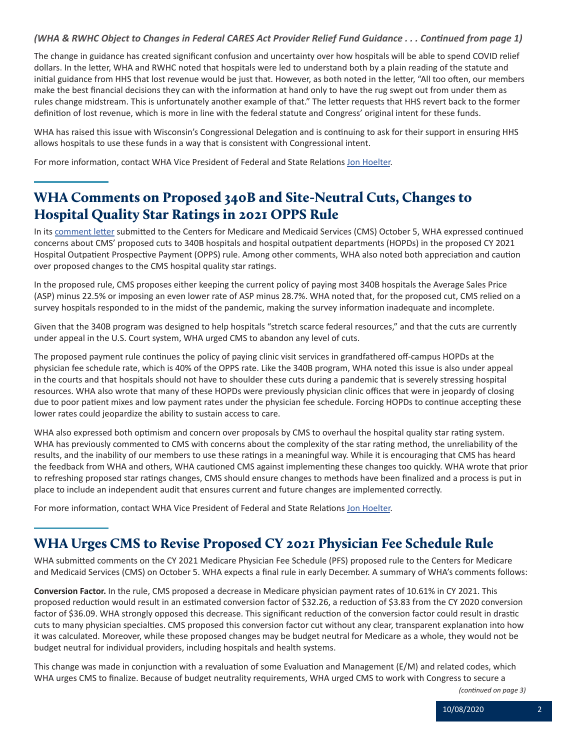*(WHA & RWHC Object to Changes in Federal CARES Act Provider Relief Fund Guidance . . . Continued from page 1)*

The change in guidance has created significant confusion and uncertainty over how hospitals will be able to spend COVID relief dollars. In the letter, WHA and RWHC noted that hospitals were led to understand both by a plain reading of the statute and initial guidance from HHS that lost revenue would be just that. However, as both noted in the letter, "All too often, our members make the best financial decisions they can with the information at hand only to have the rug swept out from under them as rules change midstream. This is unfortunately another example of that." The letter requests that HHS revert back to the former definition of lost revenue, which is more in line with the federal statute and Congress' original intent for these funds.

WHA has raised this issue with Wisconsin's Congressional Delegation and is continuing to ask for their support in ensuring HHS allows hospitals to use these funds in a way that is consistent with Congressional intent.

For more information, contact WHA Vice President of Federal and State Relations Jon Hoelter.

## WHA Comments on Proposed 340B and Site-Neutral Cuts, Changes to Hospital Quality Star Ratings in 2021 OPPS Rule

In its comment letter submitted to the Centers for Medicare and Medicaid Services (CMS) October 5, WHA expressed continued concerns about CMS' proposed cuts to 340B hospitals and hospital outpatient departments (HOPDs) in the proposed CY 2021 Hospital Outpatient Prospective Payment (OPPS) rule. Among other comments, WHA also noted both appreciation and caution over proposed changes to the CMS hospital quality star ratings.

In the proposed rule, CMS proposes either keeping the current policy of paying most 340B hospitals the Average Sales Price (ASP) minus 22.5% or imposing an even lower rate of ASP minus 28.7%. WHA noted that, for the proposed cut, CMS relied on a survey hospitals responded to in the midst of the pandemic, making the survey information inadequate and incomplete.

Given that the 340B program was designed to help hospitals "stretch scarce federal resources," and that the cuts are currently under appeal in the U.S. Court system, WHA urged CMS to abandon any level of cuts.

The proposed payment rule continues the policy of paying clinic visit services in grandfathered off-campus HOPDs at the physician fee schedule rate, which is 40% of the OPPS rate. Like the 340B program, WHA noted this issue is also under appeal in the courts and that hospitals should not have to shoulder these cuts during a pandemic that is severely stressing hospital resources. WHA also wrote that many of these HOPDs were previously physician clinic offices that were in jeopardy of closing due to poor patient mixes and low payment rates under the physician fee schedule. Forcing HOPDs to continue accepting these lower rates could jeopardize the ability to sustain access to care.

WHA also expressed both optimism and concern over proposals by CMS to overhaul the hospital quality star rating system. WHA has previously commented to CMS with concerns about the complexity of the star rating method, the unreliability of the results, and the inability of our members to use these ratings in a meaningful way. While it is encouraging that CMS has heard the feedback from WHA and others, WHA cautioned CMS against implementing these changes too quickly. WHA wrote that prior to refreshing proposed star ratings changes, CMS should ensure changes to methods have been finalized and a process is put in place to include an independent audit that ensures current and future changes are implemented correctly.

For more information, contact WHA Vice President of Federal and State Relations Jon Hoelter.

## WHA Urges CMS to Revise Proposed CY 2021 Physician Fee Schedule Rule

WHA submitted comments on the CY 2021 Medicare Physician Fee Schedule (PFS) proposed rule to the Centers for Medicare and Medicaid Services (CMS) on October 5. WHA expects a final rule in early December. A summary of WHA's comments follows:

**Conversion Factor.** In the rule, CMS proposed a decrease in Medicare physician payment rates of 10.61% in CY 2021. This proposed reduction would result in an estimated conversion factor of $32.26, a reduction of $3.83 from the CY 2020 conversion factor of $36.09. WHA strongly opposed this decrease. This significant reduction of the conversion factor could result in drastic cuts to many physician specialties. CMS proposed this conversion factor cut without any clear, transparent explanation into how it was calculated. Moreover, while these proposed changes may be budget neutral for Medicare as a whole, they would not be budget neutral for individual providers, including hospitals and health systems.

This change was made in conjunction with a revaluation of some Evaluation and Management (E/M) and related codes, which WHA urges CMS to finalize. Because of budget neutrality requirements, WHA urged CMS to work with Congress to secure a

*(continued on page 3)*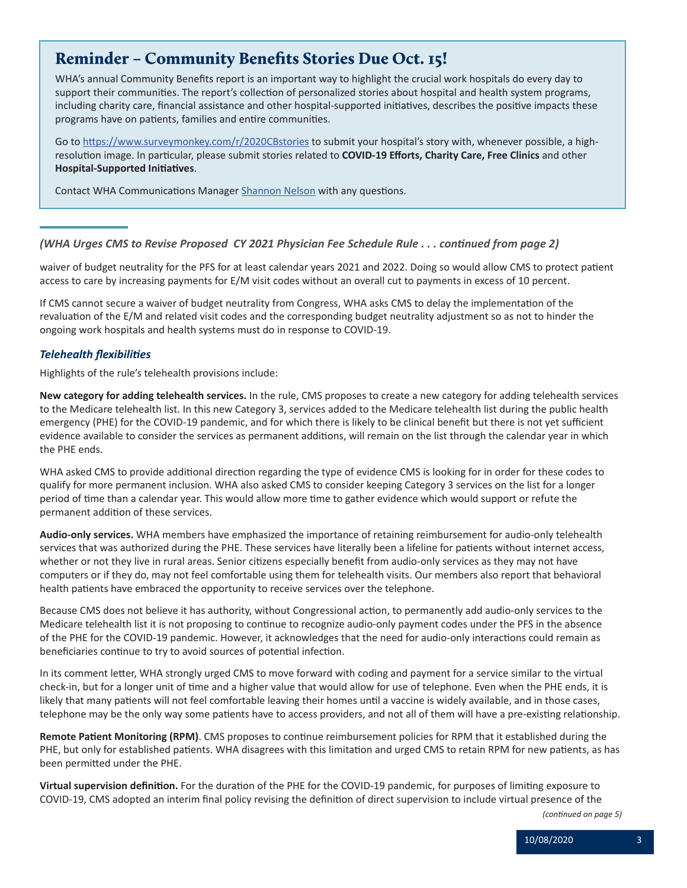## Reminder – Community Benefits Stories Due Oct. 15!

WHA's annual Community Benefits report is an important way to highlight the crucial work hospitals do every day to support their communities. The report's collection of personalized stories about hospital and health system programs, including charity care, financial assistance and other hospital-supported initiatives, describes the positive impacts these programs have on patients, families and entire communities.

Go to [https://www.surveymonkey.com/r/2020CBstories](https://www.surveymonkey.com/r/2020CBstories) to submit your hospital's story with, whenever possible, a high-resolution image. In particular, please submit stories related to **COVID-19 Efforts, Charity Care, Free Clinics** and other **Hospital-Supported Initiatives**.

Contact WHA Communications Manager Shannon Nelson with any questions.

---

*(WHA Urges CMS to Revise Proposed CY 2021 Physician Fee Schedule Rule . . . continued from page 2)*

waiver of budget neutrality for the PFS for at least calendar years 2021 and 2022. Doing so would allow CMS to protect patient access to care by increasing payments for E/M visit codes without an overall cut to payments in excess of 10 percent.

If CMS cannot secure a waiver of budget neutrality from Congress, WHA asks CMS to delay the implementation of the revaluation of the E/M and related visit codes and the corresponding budget neutrality adjustment so as not to hinder the ongoing work hospitals and health systems must do in response to COVID-19.

### *Telehealth flexibilities*

Highlights of the rule's telehealth provisions include:

**New category for adding telehealth services.** In the rule, CMS proposes to create a new category for adding telehealth services to the Medicare telehealth list. In this new Category 3, services added to the Medicare telehealth list during the public health emergency (PHE) for the COVID-19 pandemic, and for which there is likely to be clinical benefit but there is not yet sufficient evidence available to consider the services as permanent additions, will remain on the list through the calendar year in which the PHE ends.

WHA asked CMS to provide additional direction regarding the type of evidence CMS is looking for in order for these codes to qualify for more permanent inclusion. WHA also asked CMS to consider keeping Category 3 services on the list for a longer period of time than a calendar year. This would allow more time to gather evidence which would support or refute the permanent addition of these services.

**Audio-only services.** WHA members have emphasized the importance of retaining reimbursement for audio-only telehealth services that was authorized during the PHE. These services have literally been a lifeline for patients without internet access, whether or not they live in rural areas. Senior citizens especially benefit from audio-only services as they may not have computers or if they do, may not feel comfortable using them for telehealth visits. Our members also report that behavioral health patients have embraced the opportunity to receive services over the telephone.

Because CMS does not believe it has authority, without Congressional action, to permanently add audio-only services to the Medicare telehealth list it is not proposing to continue to recognize audio-only payment codes under the PFS in the absence of the PHE for the COVID-19 pandemic. However, it acknowledges that the need for audio-only interactions could remain as beneficiaries continue to try to avoid sources of potential infection.

In its comment letter, WHA strongly urged CMS to move forward with coding and payment for a service similar to the virtual check-in, but for a longer unit of time and a higher value that would allow for use of telephone. Even when the PHE ends, it is likely that many patients will not feel comfortable leaving their homes until a vaccine is widely available, and in those cases, telephone may be the only way some patients have to access providers, and not all of them will have a pre-existing relationship.

**Remote Patient Monitoring (RPM)**. CMS proposes to continue reimbursement policies for RPM that it established during the PHE, but only for established patients. WHA disagrees with this limitation and urged CMS to retain RPM for new patients, as has been permitted under the PHE.

**Virtual supervision definition.** For the duration of the PHE for the COVID-19 pandemic, for purposes of limiting exposure to COVID-19, CMS adopted an interim final policy revising the definition of direct supervision to include virtual presence of the

*(continued on page 5)*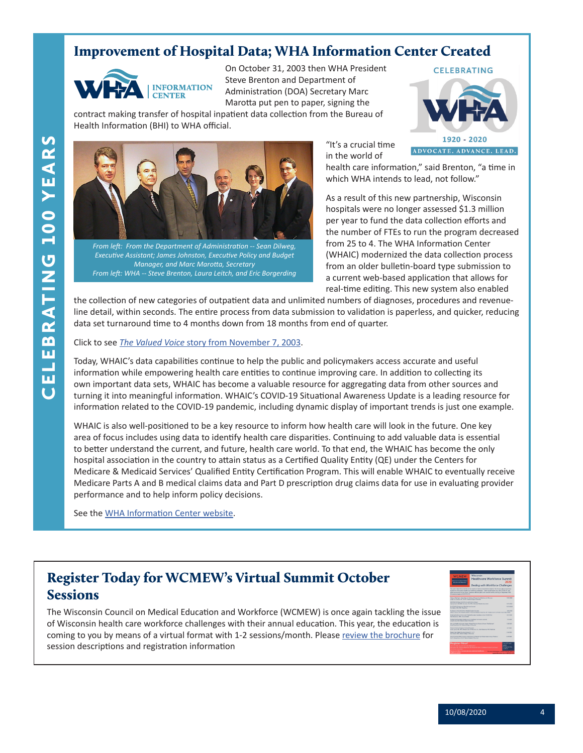# Improvement of Hospital Data; WHA Information Center Created

On October 31, 2003 then WHA President Steve Brenton and Department of Administration (DOA) Secretary Marc Marotta put pen to paper, signing the contract making transfer of hospital inpatient data collection from the Bureau of Health Information (BHI) to WHA official.

*From left: From the Department of Administration -- Sean Dilweg, Executive Assistant; James Johnston, Executive Policy and Budget Manager, and Marc Marotta, Secretary*
*From left: WHA -- Steve Brenton, Laura Leitch, and Eric Borgerding*

"It's a crucial time in the world of health care information," said Brenton, "a time in which WHA intends to lead, not follow."

As a result of this new partnership, Wisconsin hospitals were no longer assessed $1.3 million per year to fund the data collection efforts and the number of FTEs to run the program decreased from 25 to 4. The WHA Information Center (WHAIC) modernized the data collection process from an older bulletin-board type submission to a current web-based application that allows for real-time editing. This new system also enabled the collection of new categories of outpatient data and unlimited numbers of diagnoses, procedures and revenue-line detail, within seconds. The entire process from data submission to validation is paperless, and quicker, reducing data set turnaround time to 4 months down from 18 months from end of quarter.

Click to see *The Valued Voice* story from November 7, 2003.

Today, WHAIC's data capabilities continue to help the public and policymakers access accurate and useful information while empowering health care entities to continue improving care. In addition to collecting its own important data sets, WHAIC has become a valuable resource for aggregating data from other sources and turning it into meaningful information. WHAIC's COVID-19 Situational Awareness Update is a leading resource for information related to the COVID-19 pandemic, including dynamic display of important trends is just one example.

WHAIC is also well-positioned to be a key resource to inform how health care will look in the future. One key area of focus includes using data to identify health care disparities. Continuing to add valuable data is essential to better understand the current, and future, health care world. To that end, the WHAIC has become the only hospital association in the country to attain status as a Certified Quality Entity (QE) under the Centers for Medicare & Medicaid Services' Qualified Entity Certification Program. This will enable WHAIC to eventually receive Medicare Parts A and B medical claims data and Part D prescription drug claims data for use in evaluating provider performance and to help inform policy decisions.

See the WHA Information Center website.

# Register Today for WCMEW's Virtual Summit October Sessions

The Wisconsin Council on Medical Education and Workforce (WCMEW) is once again tackling the issue of Wisconsin health care workforce challenges with their annual education. This year, the education is coming to you by means of a virtual format with 1-2 sessions/month. Please review the brochure for session descriptions and registration information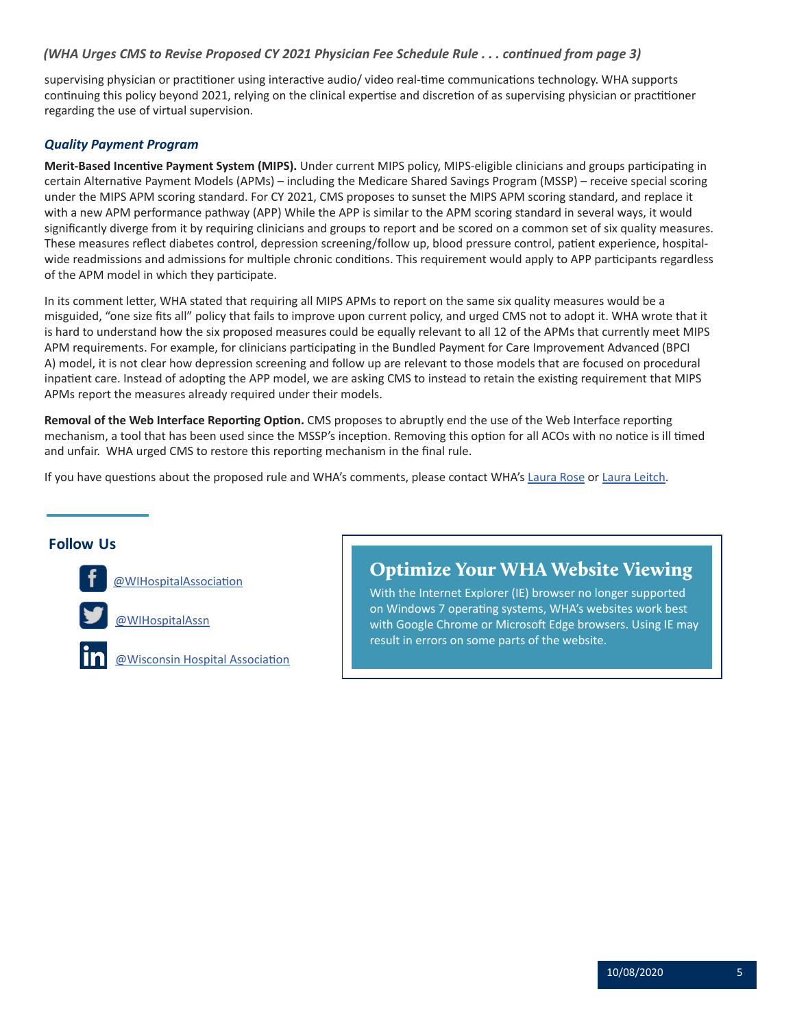*(WHA Urges CMS to Revise Proposed CY 2021 Physician Fee Schedule Rule . . . continued from page 3)*

supervising physician or practitioner using interactive audio/ video real-time communications technology. WHA supports continuing this policy beyond 2021, relying on the clinical expertise and discretion of as supervising physician or practitioner regarding the use of virtual supervision.

### *Quality Payment Program*

**Merit-Based Incentive Payment System (MIPS).** Under current MIPS policy, MIPS-eligible clinicians and groups participating in certain Alternative Payment Models (APMs) – including the Medicare Shared Savings Program (MSSP) – receive special scoring under the MIPS APM scoring standard. For CY 2021, CMS proposes to sunset the MIPS APM scoring standard, and replace it with a new APM performance pathway (APP) While the APP is similar to the APM scoring standard in several ways, it would significantly diverge from it by requiring clinicians and groups to report and be scored on a common set of six quality measures. These measures reflect diabetes control, depression screening/follow up, blood pressure control, patient experience, hospital-wide readmissions and admissions for multiple chronic conditions. This requirement would apply to APP participants regardless of the APM model in which they participate.

In its comment letter, WHA stated that requiring all MIPS APMs to report on the same six quality measures would be a misguided, "one size fits all" policy that fails to improve upon current policy, and urged CMS not to adopt it. WHA wrote that it is hard to understand how the six proposed measures could be equally relevant to all 12 of the APMs that currently meet MIPS APM requirements. For example, for clinicians participating in the Bundled Payment for Care Improvement Advanced (BPCI A) model, it is not clear how depression screening and follow up are relevant to those models that are focused on procedural inpatient care. Instead of adopting the APP model, we are asking CMS to instead to retain the existing requirement that MIPS APMs report the measures already required under their models.

**Removal of the Web Interface Reporting Option.** CMS proposes to abruptly end the use of the Web Interface reporting mechanism, a tool that has been used since the MSSP's inception. Removing this option for all ACOs with no notice is ill timed and unfair. WHA urged CMS to restore this reporting mechanism in the final rule.

If you have questions about the proposed rule and WHA's comments, please contact WHA's [Laura Rose] or [Laura Leitch].

## Follow Us

@WIHospitalAssociation

@WIHospitalAssn

@Wisconsin Hospital Association

## Optimize Your WHA Website Viewing

With the Internet Explorer (IE) browser no longer supported on Windows 7 operating systems, WHA's websites work best with Google Chrome or Microsoft Edge browsers. Using IE may result in errors on some parts of the website.